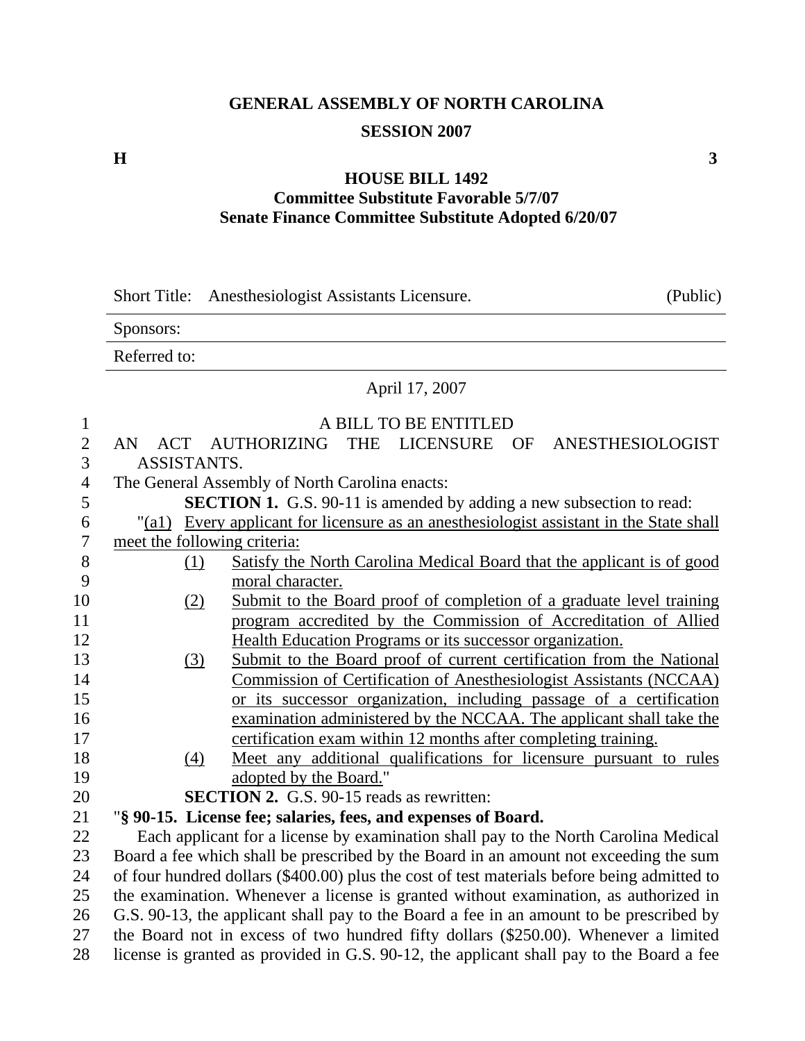# GENERAL ASSEMBLY OF NORTH CAROLINA

## SESSION 2007

**H** **3**

## HOUSE BILL 1492

### Committee Substitute Favorable 5/7/07

### Senate Finance Committee Substitute Adopted 6/20/07

| Short Title: | Anesthesiologist Assistants Licensure. | (Public) |
|---|---|---|
| Sponsors: | | |
| Referred to: | | |

April 17, 2007

A BILL TO BE ENTITLED

AN ACT AUTHORIZING THE LICENSURE OF ANESTHESIOLOGIST ASSISTANTS.

The General Assembly of North Carolina enacts:

**SECTION 1.** G.S. 90-11 is amended by adding a new subsection to read:

"(a1) Every applicant for licensure as an anesthesiologist assistant in the State shall meet the following criteria:

(1) Satisfy the North Carolina Medical Board that the applicant is of good moral character.

(2) Submit to the Board proof of completion of a graduate level training program accredited by the Commission of Accreditation of Allied Health Education Programs or its successor organization.

(3) Submit to the Board proof of current certification from the National Commission of Certification of Anesthesiologist Assistants (NCCAA) or its successor organization, including passage of a certification examination administered by the NCCAA. The applicant shall take the certification exam within 12 months after completing training.

(4) Meet any additional qualifications for licensure pursuant to rules adopted by the Board."

**SECTION 2.** G.S. 90-15 reads as rewritten:

"**§ 90-15. License fee; salaries, fees, and expenses of Board.**

Each applicant for a license by examination shall pay to the North Carolina Medical Board a fee which shall be prescribed by the Board in an amount not exceeding the sum of four hundred dollars ($400.00) plus the cost of test materials before being admitted to the examination. Whenever a license is granted without examination, as authorized in G.S. 90-13, the applicant shall pay to the Board a fee in an amount to be prescribed by the Board not in excess of two hundred fifty dollars ($250.00). Whenever a limited license is granted as provided in G.S. 90-12, the applicant shall pay to the Board a fee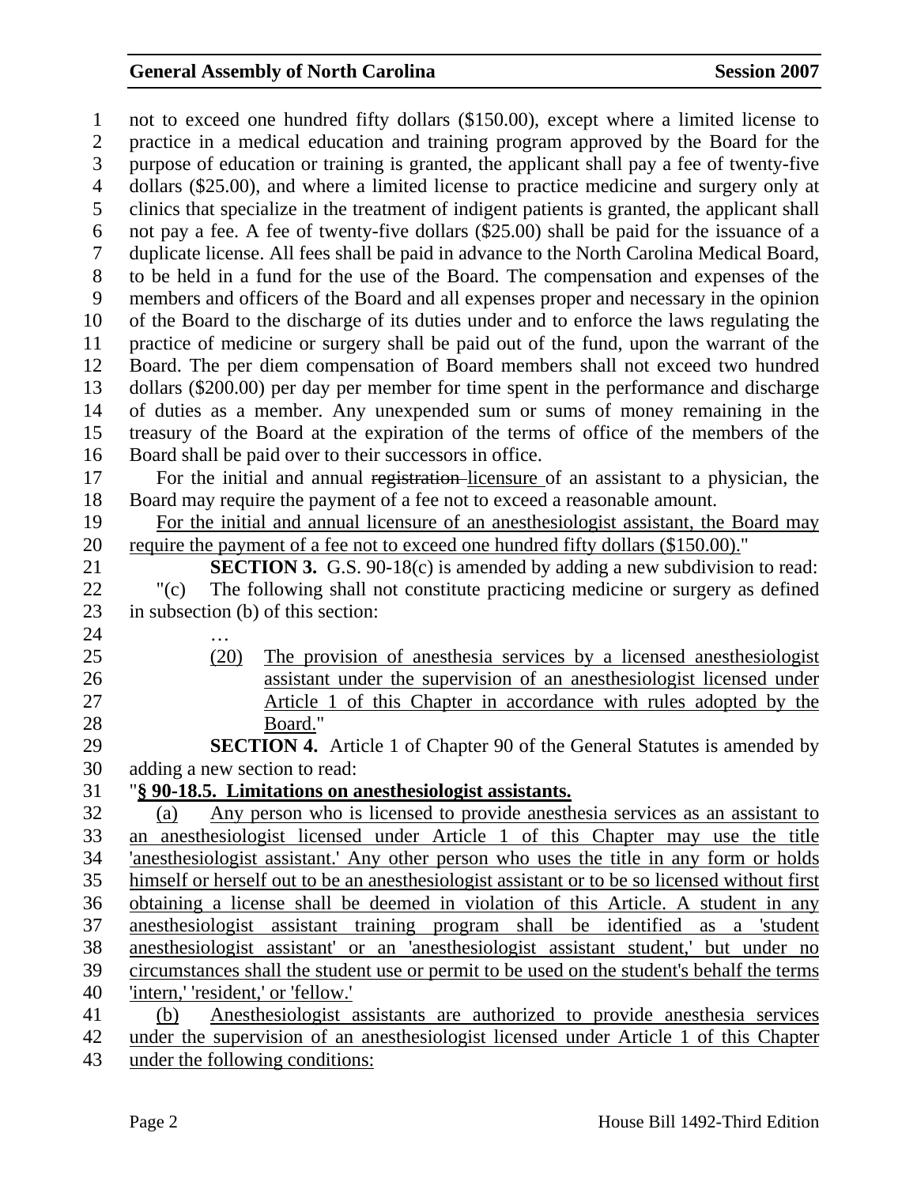not to exceed one hundred fifty dollars ($150.00), except where a limited license to practice in a medical education and training program approved by the Board for the purpose of education or training is granted, the applicant shall pay a fee of twenty-five dollars ($25.00), and where a limited license to practice medicine and surgery only at clinics that specialize in the treatment of indigent patients is granted, the applicant shall not pay a fee. A fee of twenty-five dollars ($25.00) shall be paid for the issuance of a duplicate license. All fees shall be paid in advance to the North Carolina Medical Board, to be held in a fund for the use of the Board. The compensation and expenses of the members and officers of the Board and all expenses proper and necessary in the opinion of the Board to the discharge of its duties under and to enforce the laws regulating the practice of medicine or surgery shall be paid out of the fund, upon the warrant of the Board. The per diem compensation of Board members shall not exceed two hundred dollars ($200.00) per day per member for time spent in the performance and discharge of duties as a member. Any unexpended sum or sums of money remaining in the treasury of the Board at the expiration of the terms of office of the members of the Board shall be paid over to their successors in office.

For the initial and annual ~~registration~~ <u>licensure</u> of an assistant to a physician, the Board may require the payment of a fee not to exceed a reasonable amount.

<u>For the initial and annual licensure of an anesthesiologist assistant, the Board may require the payment of a fee not to exceed one hundred fifty dollars ($150.00).</u>"

**SECTION 3.** G.S. 90-18(c) is amended by adding a new subdivision to read:

"(c) The following shall not constitute practicing medicine or surgery as defined in subsection (b) of this section:

…

<u>(20) The provision of anesthesia services by a licensed anesthesiologist assistant under the supervision of an anesthesiologist licensed under Article 1 of this Chapter in accordance with rules adopted by the Board.</u>"

**SECTION 4.** Article 1 of Chapter 90 of the General Statutes is amended by adding a new section to read:

"**<u>§ 90-18.5. Limitations on anesthesiologist assistants.</u>**

<u>(a) Any person who is licensed to provide anesthesia services as an assistant to an anesthesiologist licensed under Article 1 of this Chapter may use the title 'anesthesiologist assistant.' Any other person who uses the title in any form or holds himself or herself out to be an anesthesiologist assistant or to be so licensed without first obtaining a license shall be deemed in violation of this Article. A student in any anesthesiologist assistant training program shall be identified as a 'student anesthesiologist assistant' or an 'anesthesiologist assistant student,' but under no circumstances shall the student use or permit to be used on the student's behalf the terms 'intern,' 'resident,' or 'fellow.'</u>

<u>(b) Anesthesiologist assistants are authorized to provide anesthesia services under the supervision of an anesthesiologist licensed under Article 1 of this Chapter under the following conditions:</u>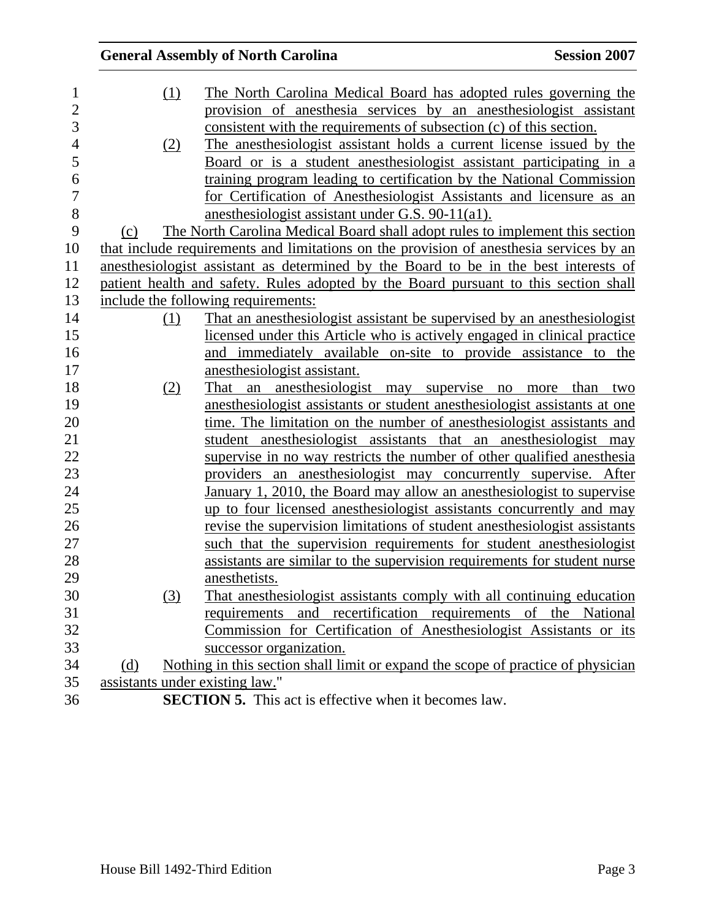(1) The North Carolina Medical Board has adopted rules governing the provision of anesthesia services by an anesthesiologist assistant consistent with the requirements of subsection (c) of this section.

(2) The anesthesiologist assistant holds a current license issued by the Board or is a student anesthesiologist assistant participating in a training program leading to certification by the National Commission for Certification of Anesthesiologist Assistants and licensure as an anesthesiologist assistant under G.S. 90-11(a1).

(c) The North Carolina Medical Board shall adopt rules to implement this section that include requirements and limitations on the provision of anesthesia services by an anesthesiologist assistant as determined by the Board to be in the best interests of patient health and safety. Rules adopted by the Board pursuant to this section shall include the following requirements:

(1) That an anesthesiologist assistant be supervised by an anesthesiologist licensed under this Article who is actively engaged in clinical practice and immediately available on-site to provide assistance to the anesthesiologist assistant.

(2) That an anesthesiologist may supervise no more than two anesthesiologist assistants or student anesthesiologist assistants at one time. The limitation on the number of anesthesiologist assistants and student anesthesiologist assistants that an anesthesiologist may supervise in no way restricts the number of other qualified anesthesia providers an anesthesiologist may concurrently supervise. After January 1, 2010, the Board may allow an anesthesiologist to supervise up to four licensed anesthesiologist assistants concurrently and may revise the supervision limitations of student anesthesiologist assistants such that the supervision requirements for student anesthesiologist assistants are similar to the supervision requirements for student nurse anesthetists.

(3) That anesthesiologist assistants comply with all continuing education requirements and recertification requirements of the National Commission for Certification of Anesthesiologist Assistants or its successor organization.

(d) Nothing in this section shall limit or expand the scope of practice of physician assistants under existing law."

**SECTION 5.** This act is effective when it becomes law.